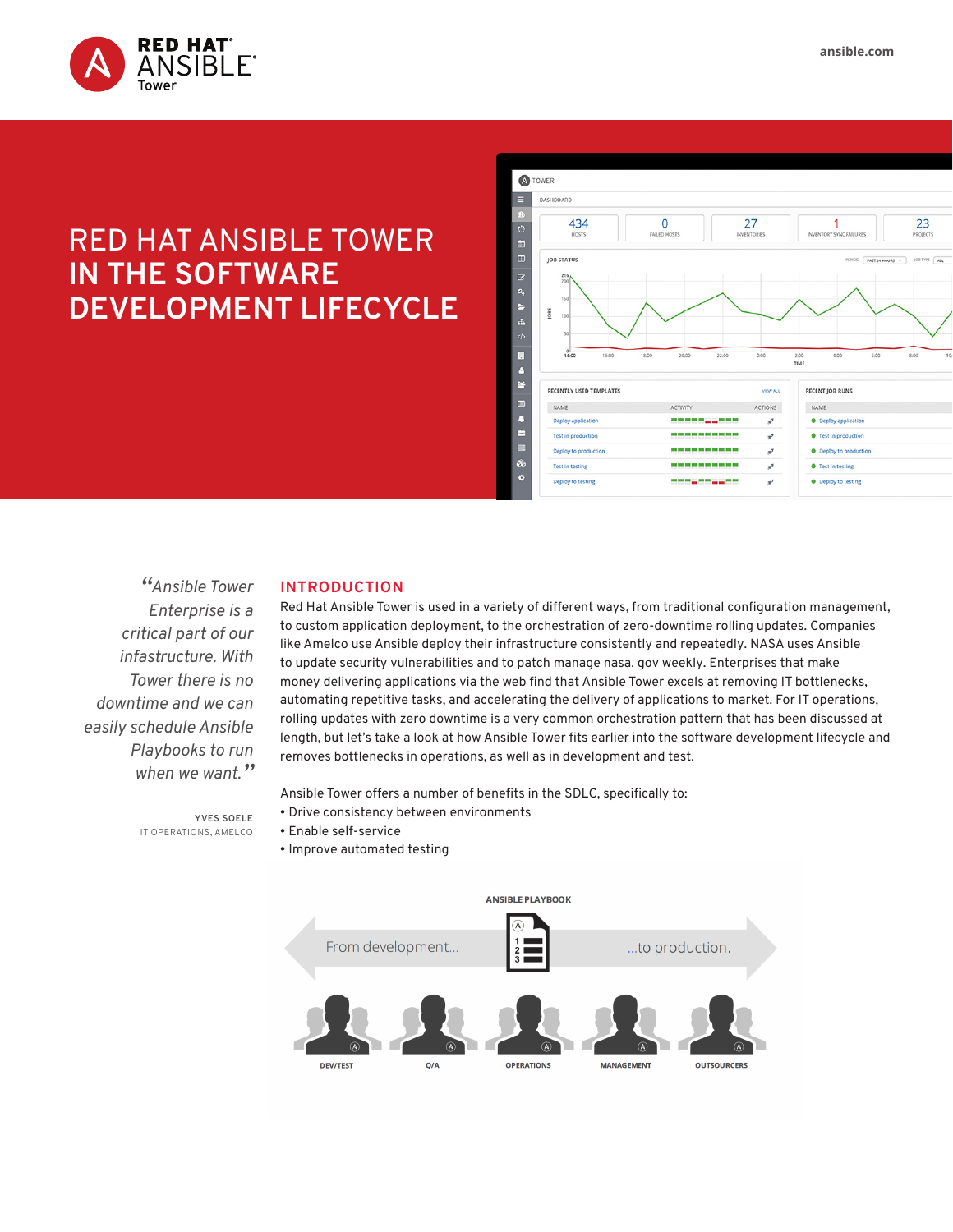# RED HAT ANSIBLE TOWER IN THE SOFTWARE DEVELOPMENT LIFECYCLE

> *"Ansible Tower Enterprise is a critical part of our infrastructure. With Tower there is no downtime and we can easily schedule Ansible Playbooks to run when we want."*
>
> YVES SOELE
> IT OPERATIONS, AMELCO

## INTRODUCTION

Red Hat Ansible Tower is used in a variety of different ways, from traditional configuration management, to custom application deployment, to the orchestration of zero-downtime rolling updates. Companies like Amelco use Ansible deploy their infrastructure consistently and repeatedly. NASA uses Ansible to update security vulnerabilities and to patch manage nasa. gov weekly. Enterprises that make money delivering applications via the web find that Ansible Tower excels at removing IT bottlenecks, automating repetitive tasks, and accelerating the delivery of applications to market. For IT operations, rolling updates with zero downtime is a very common orchestration pattern that has been discussed at length, but let's take a look at how Ansible Tower fits earlier into the software development lifecycle and removes bottlenecks in operations, as well as in development and test.

Ansible Tower offers a number of benefits in the SDLC, specifically to:

- Drive consistency between environments
- Enable self-service
- Improve automated testing

ANSIBLE PLAYBOOK

From development... ...to production.

DEV/TEST Q/A OPERATIONS MANAGEMENT OUTSOURCERS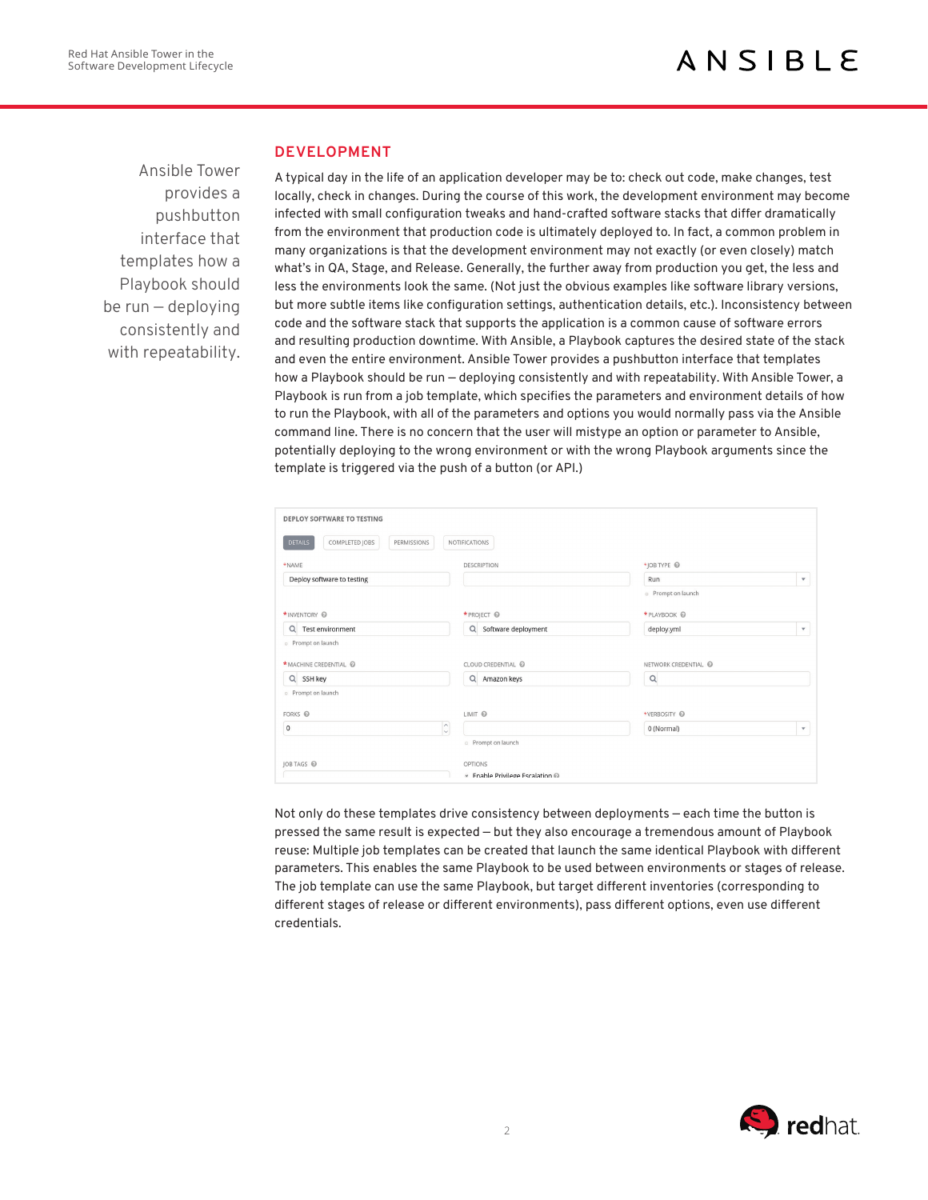Ansible Tower provides a pushbutton interface that templates how a Playbook should be run — deploying consistently and with repeatability.

## DEVELOPMENT

A typical day in the life of an application developer may be to: check out code, make changes, test locally, check in changes. During the course of this work, the development environment may become infected with small configuration tweaks and hand-crafted software stacks that differ dramatically from the environment that production code is ultimately deployed to. In fact, a common problem in many organizations is that the development environment may not exactly (or even closely) match what's in QA, Stage, and Release. Generally, the further away from production you get, the less and less the environments look the same. (Not just the obvious examples like software library versions, but more subtle items like configuration settings, authentication details, etc.). Inconsistency between code and the software stack that supports the application is a common cause of software errors and resulting production downtime. With Ansible, a Playbook captures the desired state of the stack and even the entire environment. Ansible Tower provides a pushbutton interface that templates how a Playbook should be run — deploying consistently and with repeatability. With Ansible Tower, a Playbook is run from a job template, which specifies the parameters and environment details of how to run the Playbook, with all of the parameters and options you would normally pass via the Ansible command line. There is no concern that the user will mistype an option or parameter to Ansible, potentially deploying to the wrong environment or with the wrong Playbook arguments since the template is triggered via the push of a button (or API.)

Not only do these templates drive consistency between deployments — each time the button is pressed the same result is expected — but they also encourage a tremendous amount of Playbook reuse: Multiple job templates can be created that launch the same identical Playbook with different parameters. This enables the same Playbook to be used between environments or stages of release. The job template can use the same Playbook, but target different inventories (corresponding to different stages of release or different environments), pass different options, even use different credentials.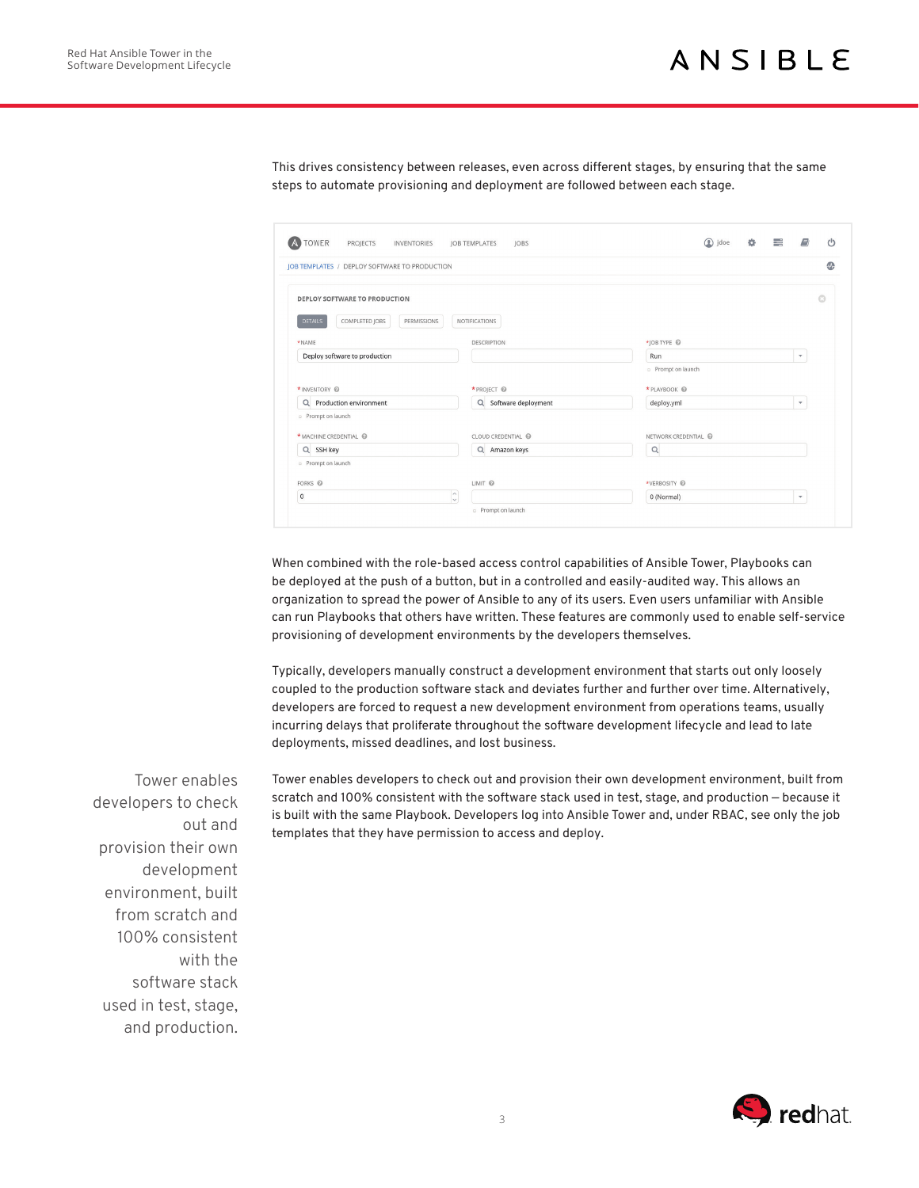This drives consistency between releases, even across different stages, by ensuring that the same steps to automate provisioning and deployment are followed between each stage.

When combined with the role-based access control capabilities of Ansible Tower, Playbooks can be deployed at the push of a button, but in a controlled and easily-audited way. This allows an organization to spread the power of Ansible to any of its users. Even users unfamiliar with Ansible can run Playbooks that others have written. These features are commonly used to enable self-service provisioning of development environments by the developers themselves.

Typically, developers manually construct a development environment that starts out only loosely coupled to the production software stack and deviates further and further over time. Alternatively, developers are forced to request a new development environment from operations teams, usually incurring delays that proliferate throughout the software development lifecycle and lead to late deployments, missed deadlines, and lost business.

> Tower enables developers to check out and provision their own development environment, built from scratch and 100% consistent with the software stack used in test, stage, and production.

Tower enables developers to check out and provision their own development environment, built from scratch and 100% consistent with the software stack used in test, stage, and production — because it is built with the same Playbook. Developers log into Ansible Tower and, under RBAC, see only the job templates that they have permission to access and deploy.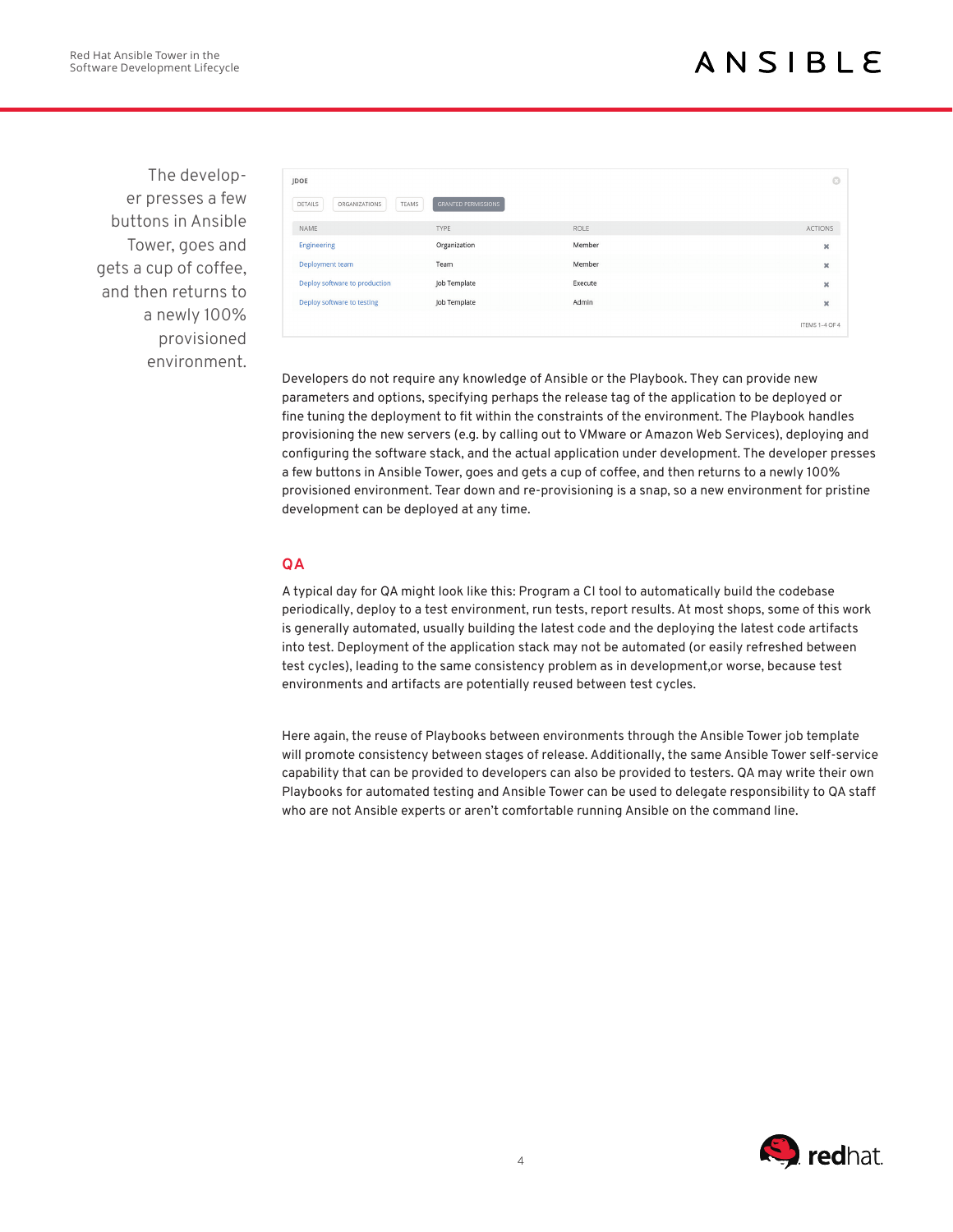The developer presses a few buttons in Ansible Tower, goes and gets a cup of coffee, and then returns to a newly 100% provisioned environment.

JDOE

DETAILS | ORGANIZATIONS | TEAMS | GRANTED PERMISSIONS

| NAME | TYPE | ROLE | ACTIONS |
| --- | --- | --- | --- |
| Engineering | Organization | Member | ✖ |
| Deployment team | Team | Member | ✖ |
| Deploy software to production | Job Template | Execute | ✖ |
| Deploy software to testing | Job Template | Admin | ✖ |

ITEMS 1–4 OF 4

Developers do not require any knowledge of Ansible or the Playbook. They can provide new parameters and options, specifying perhaps the release tag of the application to be deployed or fine tuning the deployment to fit within the constraints of the environment. The Playbook handles provisioning the new servers (e.g. by calling out to VMware or Amazon Web Services), deploying and configuring the software stack, and the actual application under development. The developer presses a few buttons in Ansible Tower, goes and gets a cup of coffee, and then returns to a newly 100% provisioned environment. Tear down and re-provisioning is a snap, so a new environment for pristine development can be deployed at any time.

## QA

A typical day for QA might look like this: Program a CI tool to automatically build the codebase periodically, deploy to a test environment, run tests, report results. At most shops, some of this work is generally automated, usually building the latest code and the deploying the latest code artifacts into test. Deployment of the application stack may not be automated (or easily refreshed between test cycles), leading to the same consistency problem as in development,or worse, because test environments and artifacts are potentially reused between test cycles.

Here again, the reuse of Playbooks between environments through the Ansible Tower job template will promote consistency between stages of release. Additionally, the same Ansible Tower self-service capability that can be provided to developers can also be provided to testers. QA may write their own Playbooks for automated testing and Ansible Tower can be used to delegate responsibility to QA staff who are not Ansible experts or aren't comfortable running Ansible on the command line.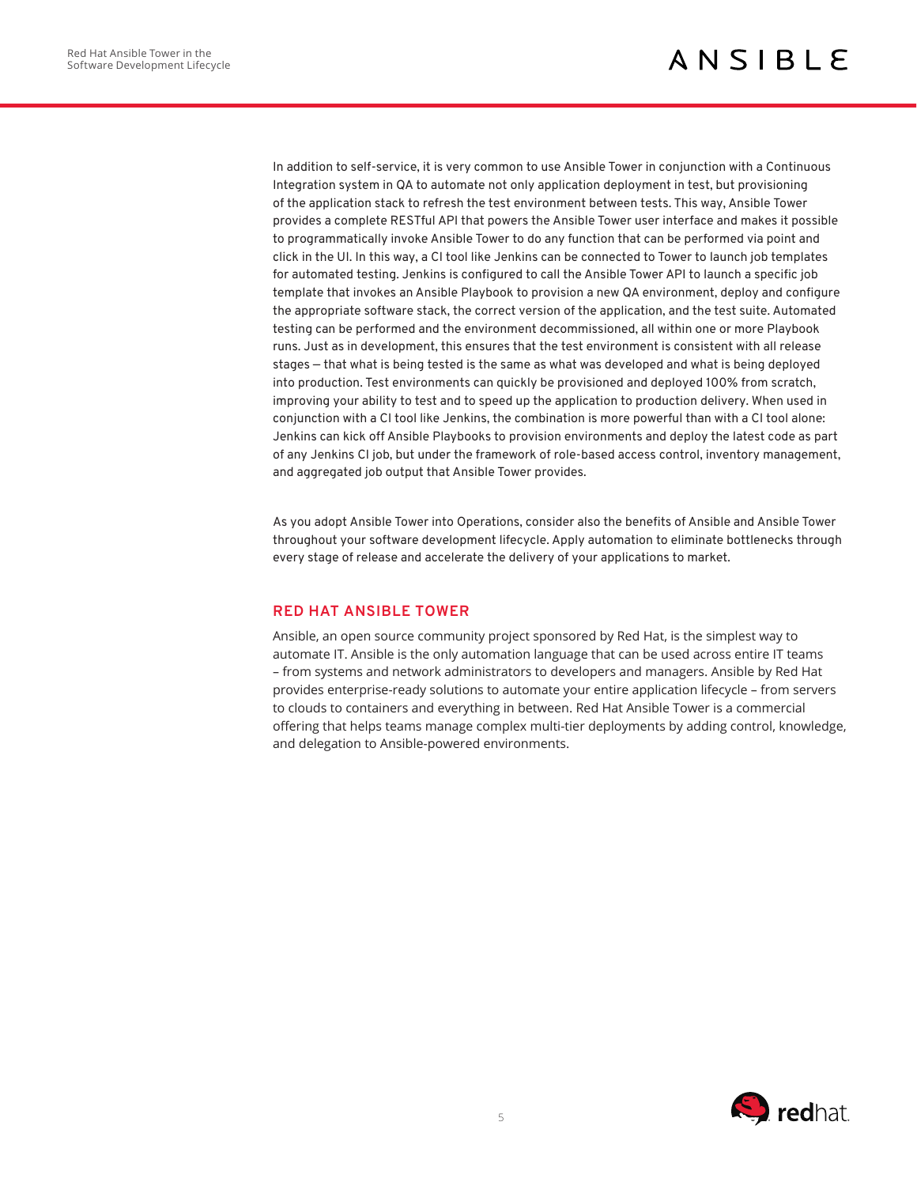In addition to self-service, it is very common to use Ansible Tower in conjunction with a Continuous Integration system in QA to automate not only application deployment in test, but provisioning of the application stack to refresh the test environment between tests. This way, Ansible Tower provides a complete RESTful API that powers the Ansible Tower user interface and makes it possible to programmatically invoke Ansible Tower to do any function that can be performed via point and click in the UI. In this way, a CI tool like Jenkins can be connected to Tower to launch job templates for automated testing. Jenkins is configured to call the Ansible Tower API to launch a specific job template that invokes an Ansible Playbook to provision a new QA environment, deploy and configure the appropriate software stack, the correct version of the application, and the test suite. Automated testing can be performed and the environment decommissioned, all within one or more Playbook runs. Just as in development, this ensures that the test environment is consistent with all release stages — that what is being tested is the same as what was developed and what is being deployed into production. Test environments can quickly be provisioned and deployed 100% from scratch, improving your ability to test and to speed up the application to production delivery. When used in conjunction with a CI tool like Jenkins, the combination is more powerful than with a CI tool alone: Jenkins can kick off Ansible Playbooks to provision environments and deploy the latest code as part of any Jenkins CI job, but under the framework of role-based access control, inventory management, and aggregated job output that Ansible Tower provides.

As you adopt Ansible Tower into Operations, consider also the benefits of Ansible and Ansible Tower throughout your software development lifecycle. Apply automation to eliminate bottlenecks through every stage of release and accelerate the delivery of your applications to market.

## RED HAT ANSIBLE TOWER

Ansible, an open source community project sponsored by Red Hat, is the simplest way to automate IT. Ansible is the only automation language that can be used across entire IT teams – from systems and network administrators to developers and managers. Ansible by Red Hat provides enterprise-ready solutions to automate your entire application lifecycle – from servers to clouds to containers and everything in between. Red Hat Ansible Tower is a commercial offering that helps teams manage complex multi-tier deployments by adding control, knowledge, and delegation to Ansible-powered environments.